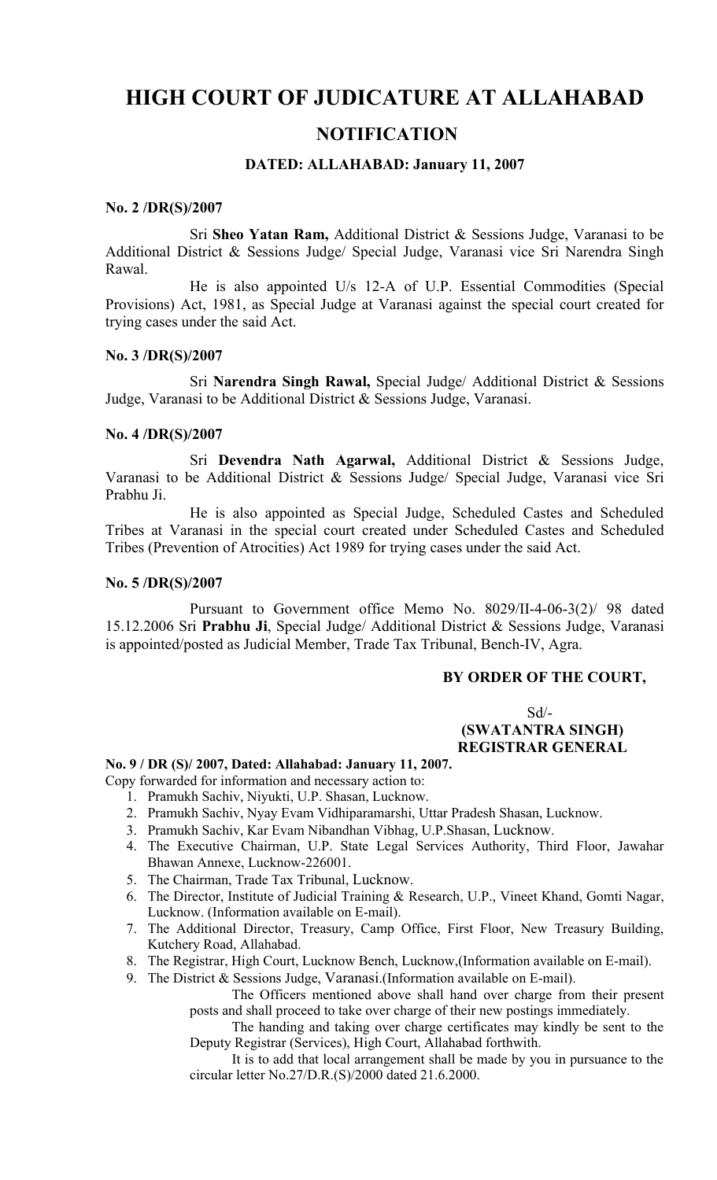# HIGH COURT OF JUDICATURE AT ALLAHABAD

## NOTIFICATION

### DATED: ALLAHABAD: January 11, 2007

**No. 2 /DR(S)/2007**

Sri **Sheo Yatan Ram,** Additional District & Sessions Judge, Varanasi to be Additional District & Sessions Judge/ Special Judge, Varanasi vice Sri Narendra Singh Rawal.

He is also appointed U/s 12-A of U.P. Essential Commodities (Special Provisions) Act, 1981, as Special Judge at Varanasi against the special court created for trying cases under the said Act.

**No. 3 /DR(S)/2007**

Sri **Narendra Singh Rawal,** Special Judge/ Additional District & Sessions Judge, Varanasi to be Additional District & Sessions Judge, Varanasi.

**No. 4 /DR(S)/2007**

Sri **Devendra Nath Agarwal,** Additional District & Sessions Judge, Varanasi to be Additional District & Sessions Judge/ Special Judge, Varanasi vice Sri Prabhu Ji.

He is also appointed as Special Judge, Scheduled Castes and Scheduled Tribes at Varanasi in the special court created under Scheduled Castes and Scheduled Tribes (Prevention of Atrocities) Act 1989 for trying cases under the said Act.

**No. 5 /DR(S)/2007**

Pursuant to Government office Memo No. 8029/II-4-06-3(2)/ 98 dated 15.12.2006 Sri **Prabhu Ji**, Special Judge/ Additional District & Sessions Judge, Varanasi is appointed/posted as Judicial Member, Trade Tax Tribunal, Bench-IV, Agra.

**BY ORDER OF THE COURT,**

Sd/-
**(SWATANTRA SINGH)**
**REGISTRAR GENERAL**

**No. 9 / DR (S)/ 2007, Dated: Allahabad: January 11, 2007.**

Copy forwarded for information and necessary action to:

1. Pramukh Sachiv, Niyukti, U.P. Shasan, Lucknow.
2. Pramukh Sachiv, Nyay Evam Vidhiparamarshi, Uttar Pradesh Shasan, Lucknow.
3. Pramukh Sachiv, Kar Evam Nibandhan Vibhag, U.P.Shasan, Lucknow.
4. The Executive Chairman, U.P. State Legal Services Authority, Third Floor, Jawahar Bhawan Annexe, Lucknow-226001.
5. The Chairman, Trade Tax Tribunal, Lucknow.
6. The Director, Institute of Judicial Training & Research, U.P., Vineet Khand, Gomti Nagar, Lucknow. (Information available on E-mail).
7. The Additional Director, Treasury, Camp Office, First Floor, New Treasury Building, Kutchery Road, Allahabad.
8. The Registrar, High Court, Lucknow Bench, Lucknow,(Information available on E-mail).
9. The District & Sessions Judge, Varanasi.(Information available on E-mail).

The Officers mentioned above shall hand over charge from their present posts and shall proceed to take over charge of their new postings immediately.

The handing and taking over charge certificates may kindly be sent to the Deputy Registrar (Services), High Court, Allahabad forthwith.

It is to add that local arrangement shall be made by you in pursuance to the circular letter No.27/D.R.(S)/2000 dated 21.6.2000.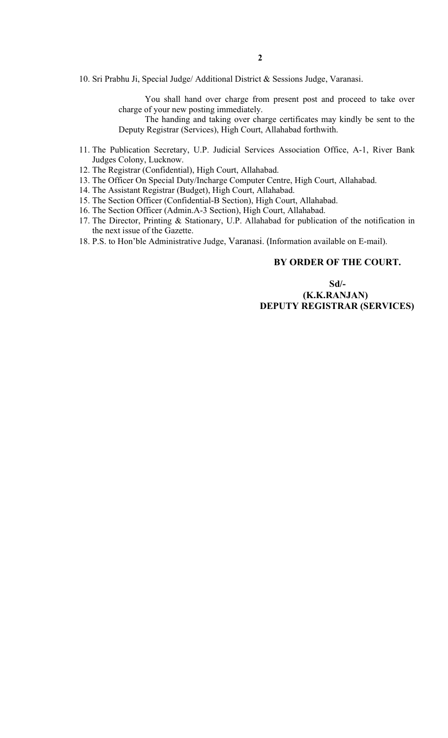10. Sri Prabhu Ji, Special Judge/ Additional District & Sessions Judge, Varanasi.

    You shall hand over charge from present post and proceed to take over charge of your new posting immediately.

    The handing and taking over charge certificates may kindly be sent to the Deputy Registrar (Services), High Court, Allahabad forthwith.

11. The Publication Secretary, U.P. Judicial Services Association Office, A-1, River Bank Judges Colony, Lucknow.
12. The Registrar (Confidential), High Court, Allahabad.
13. The Officer On Special Duty/Incharge Computer Centre, High Court, Allahabad.
14. The Assistant Registrar (Budget), High Court, Allahabad.
15. The Section Officer (Confidential-B Section), High Court, Allahabad.
16. The Section Officer (Admin.A-3 Section), High Court, Allahabad.
17. The Director, Printing & Stationary, U.P. Allahabad for publication of the notification in the next issue of the Gazette.
18. P.S. to Hon'ble Administrative Judge, Varanasi. (Information available on E-mail).

**BY ORDER OF THE COURT.**

**Sd/-**
**(K.K.RANJAN)**
**DEPUTY REGISTRAR (SERVICES)**